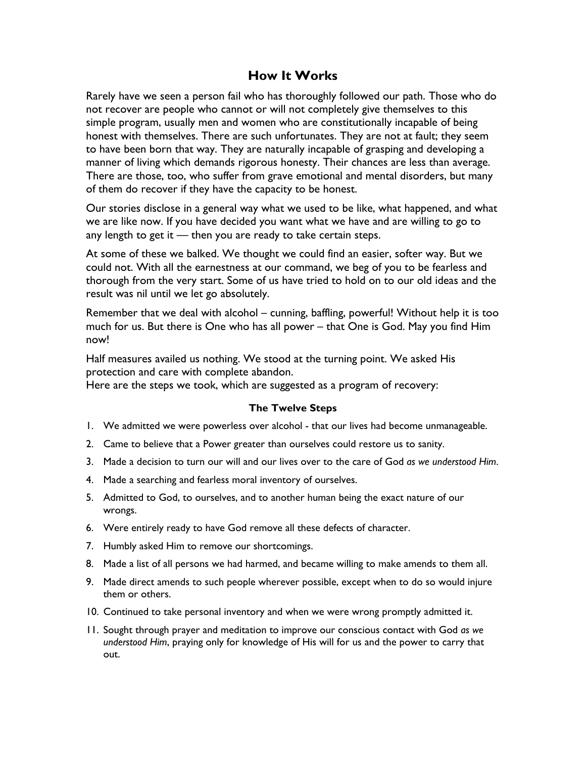# How It Works

Rarely have we seen a person fail who has thoroughly followed our path. Those who do not recover are people who cannot or will not completely give themselves to this simple program, usually men and women who are constitutionally incapable of being honest with themselves. There are such unfortunates. They are not at fault; they seem to have been born that way. They are naturally incapable of grasping and developing a manner of living which demands rigorous honesty. Their chances are less than average. There are those, too, who suffer from grave emotional and mental disorders, but many of them do recover if they have the capacity to be honest.

Our stories disclose in a general way what we used to be like, what happened, and what we are like now. If you have decided you want what we have and are willing to go to any length to get it — then you are ready to take certain steps.

At some of these we balked. We thought we could find an easier, softer way. But we could not. With all the earnestness at our command, we beg of you to be fearless and thorough from the very start. Some of us have tried to hold on to our old ideas and the result was nil until we let go absolutely.

Remember that we deal with alcohol – cunning, baffling, powerful! Without help it is too much for us. But there is One who has all power – that One is God. May you find Him now!

Half measures availed us nothing. We stood at the turning point. We asked His protection and care with complete abandon.
Here are the steps we took, which are suggested as a program of recovery:

**The Twelve Steps**

1. We admitted we were powerless over alcohol - that our lives had become unmanageable.
2. Came to believe that a Power greater than ourselves could restore us to sanity.
3. Made a decision to turn our will and our lives over to the care of God *as we understood Him*.
4. Made a searching and fearless moral inventory of ourselves.
5. Admitted to God, to ourselves, and to another human being the exact nature of our wrongs.
6. Were entirely ready to have God remove all these defects of character.
7. Humbly asked Him to remove our shortcomings.
8. Made a list of all persons we had harmed, and became willing to make amends to them all.
9. Made direct amends to such people wherever possible, except when to do so would injure them or others.
10. Continued to take personal inventory and when we were wrong promptly admitted it.
11. Sought through prayer and meditation to improve our conscious contact with God *as we understood Him*, praying only for knowledge of His will for us and the power to carry that out.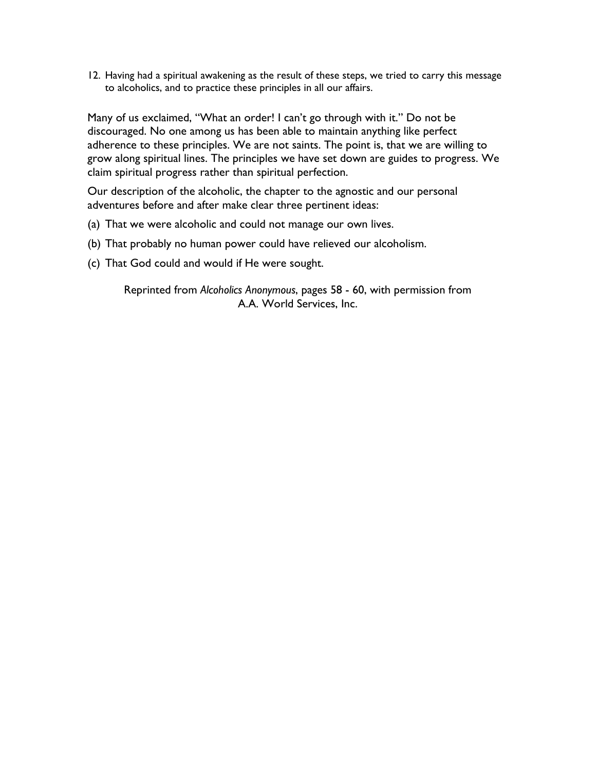12. Having had a spiritual awakening as the result of these steps, we tried to carry this message to alcoholics, and to practice these principles in all our affairs.

Many of us exclaimed, "What an order! I can't go through with it." Do not be discouraged. No one among us has been able to maintain anything like perfect adherence to these principles. We are not saints. The point is, that we are willing to grow along spiritual lines. The principles we have set down are guides to progress. We claim spiritual progress rather than spiritual perfection.

Our description of the alcoholic, the chapter to the agnostic and our personal adventures before and after make clear three pertinent ideas:

(a) That we were alcoholic and could not manage our own lives.

(b) That probably no human power could have relieved our alcoholism.

(c) That God could and would if He were sought.

Reprinted from *Alcoholics Anonymous*, pages 58 - 60, with permission from A.A. World Services, Inc.